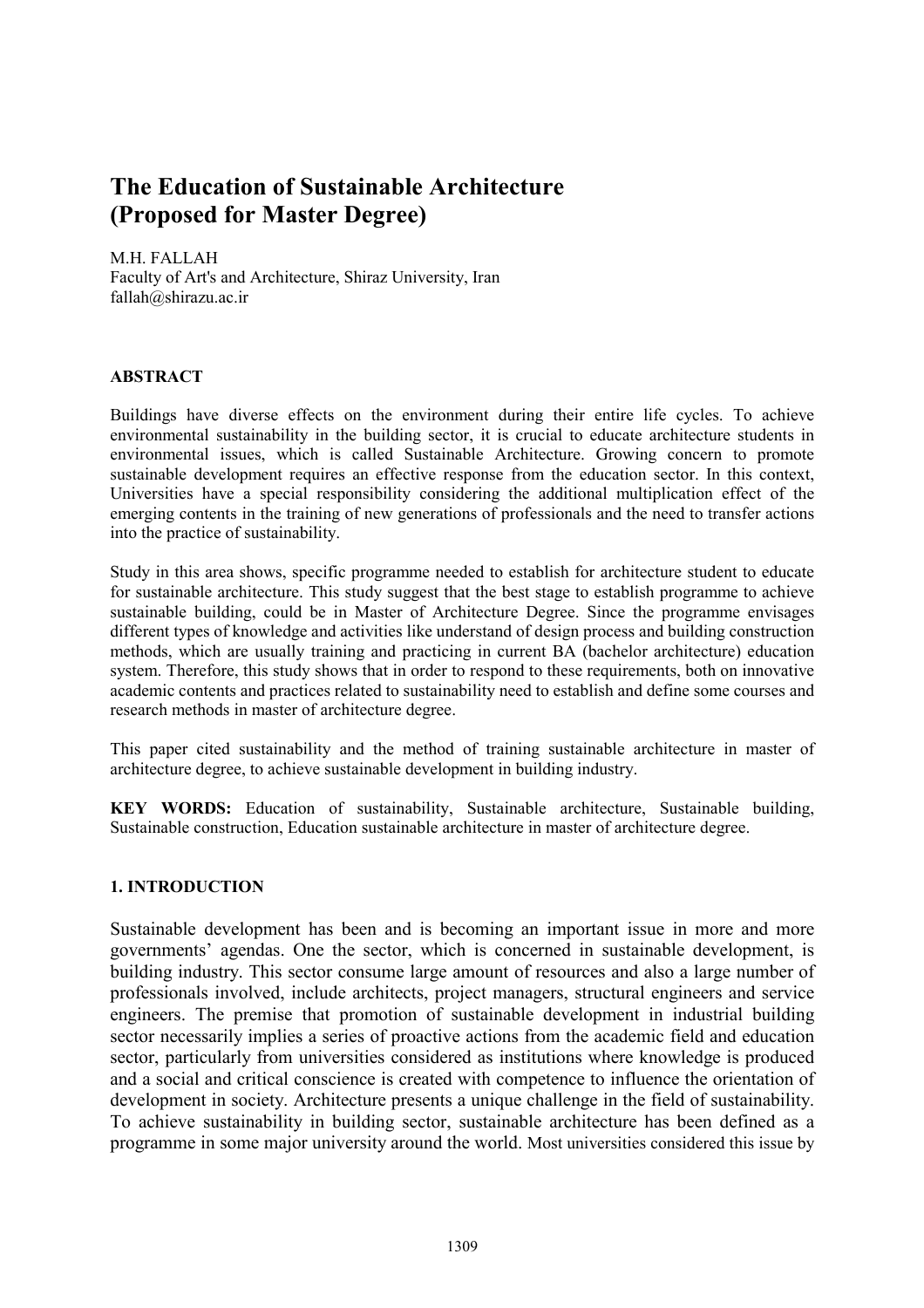# The Education of Sustainable Architecture (Proposed for Master Degree)

M.H. FALLAH
Faculty of Art's and Architecture, Shiraz University, Iran
fallah@shirazu.ac.ir

## ABSTRACT

Buildings have diverse effects on the environment during their entire life cycles. To achieve environmental sustainability in the building sector, it is crucial to educate architecture students in environmental issues, which is called Sustainable Architecture. Growing concern to promote sustainable development requires an effective response from the education sector. In this context, Universities have a special responsibility considering the additional multiplication effect of the emerging contents in the training of new generations of professionals and the need to transfer actions into the practice of sustainability.

Study in this area shows, specific programme needed to establish for architecture student to educate for sustainable architecture. This study suggest that the best stage to establish programme to achieve sustainable building, could be in Master of Architecture Degree. Since the programme envisages different types of knowledge and activities like understand of design process and building construction methods, which are usually training and practicing in current BA (bachelor architecture) education system. Therefore, this study shows that in order to respond to these requirements, both on innovative academic contents and practices related to sustainability need to establish and define some courses and research methods in master of architecture degree.

This paper cited sustainability and the method of training sustainable architecture in master of architecture degree, to achieve sustainable development in building industry.

**KEY WORDS:** Education of sustainability, Sustainable architecture, Sustainable building, Sustainable construction, Education sustainable architecture in master of architecture degree.

## 1. INTRODUCTION

Sustainable development has been and is becoming an important issue in more and more governments' agendas. One the sector, which is concerned in sustainable development, is building industry. This sector consume large amount of resources and also a large number of professionals involved, include architects, project managers, structural engineers and service engineers. The premise that promotion of sustainable development in industrial building sector necessarily implies a series of proactive actions from the academic field and education sector, particularly from universities considered as institutions where knowledge is produced and a social and critical conscience is created with competence to influence the orientation of development in society. Architecture presents a unique challenge in the field of sustainability. To achieve sustainability in building sector, sustainable architecture has been defined as a programme in some major university around the world. Most universities considered this issue by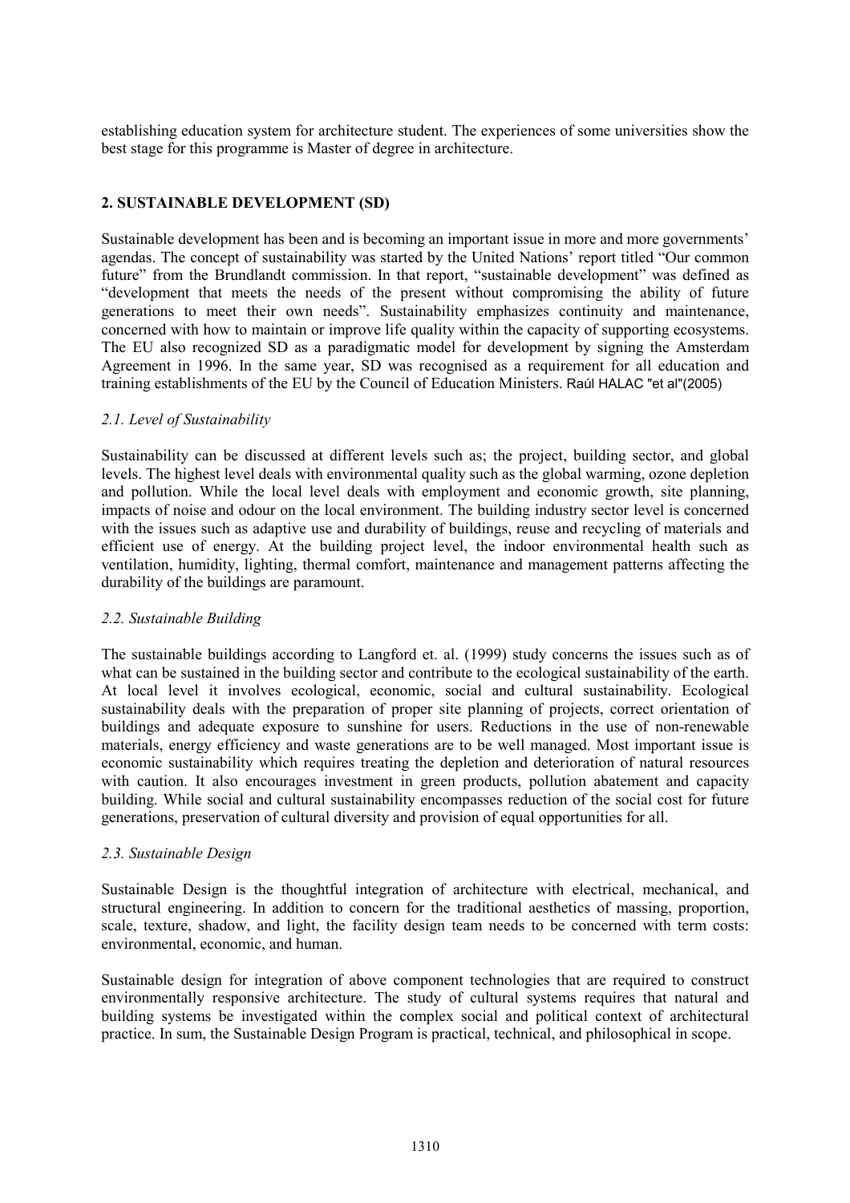establishing education system for architecture student. The experiences of some universities show the best stage for this programme is Master of degree in architecture.

## 2. SUSTAINABLE DEVELOPMENT (SD)

Sustainable development has been and is becoming an important issue in more and more governments' agendas. The concept of sustainability was started by the United Nations' report titled "Our common future" from the Brundlandt commission. In that report, "sustainable development" was defined as "development that meets the needs of the present without compromising the ability of future generations to meet their own needs". Sustainability emphasizes continuity and maintenance, concerned with how to maintain or improve life quality within the capacity of supporting ecosystems. The EU also recognized SD as a paradigmatic model for development by signing the Amsterdam Agreement in 1996. In the same year, SD was recognised as a requirement for all education and training establishments of the EU by the Council of Education Ministers. Raúl HALAC "et al"(2005)

### *2.1. Level of Sustainability*

Sustainability can be discussed at different levels such as; the project, building sector, and global levels. The highest level deals with environmental quality such as the global warming, ozone depletion and pollution. While the local level deals with employment and economic growth, site planning, impacts of noise and odour on the local environment. The building industry sector level is concerned with the issues such as adaptive use and durability of buildings, reuse and recycling of materials and efficient use of energy. At the building project level, the indoor environmental health such as ventilation, humidity, lighting, thermal comfort, maintenance and management patterns affecting the durability of the buildings are paramount.

### *2.2. Sustainable Building*

The sustainable buildings according to Langford et. al. (1999) study concerns the issues such as of what can be sustained in the building sector and contribute to the ecological sustainability of the earth. At local level it involves ecological, economic, social and cultural sustainability. Ecological sustainability deals with the preparation of proper site planning of projects, correct orientation of buildings and adequate exposure to sunshine for users. Reductions in the use of non-renewable materials, energy efficiency and waste generations are to be well managed. Most important issue is economic sustainability which requires treating the depletion and deterioration of natural resources with caution. It also encourages investment in green products, pollution abatement and capacity building. While social and cultural sustainability encompasses reduction of the social cost for future generations, preservation of cultural diversity and provision of equal opportunities for all.

### *2.3. Sustainable Design*

Sustainable Design is the thoughtful integration of architecture with electrical, mechanical, and structural engineering. In addition to concern for the traditional aesthetics of massing, proportion, scale, texture, shadow, and light, the facility design team needs to be concerned with term costs: environmental, economic, and human.

Sustainable design for integration of above component technologies that are required to construct environmentally responsive architecture. The study of cultural systems requires that natural and building systems be investigated within the complex social and political context of architectural practice. In sum, the Sustainable Design Program is practical, technical, and philosophical in scope.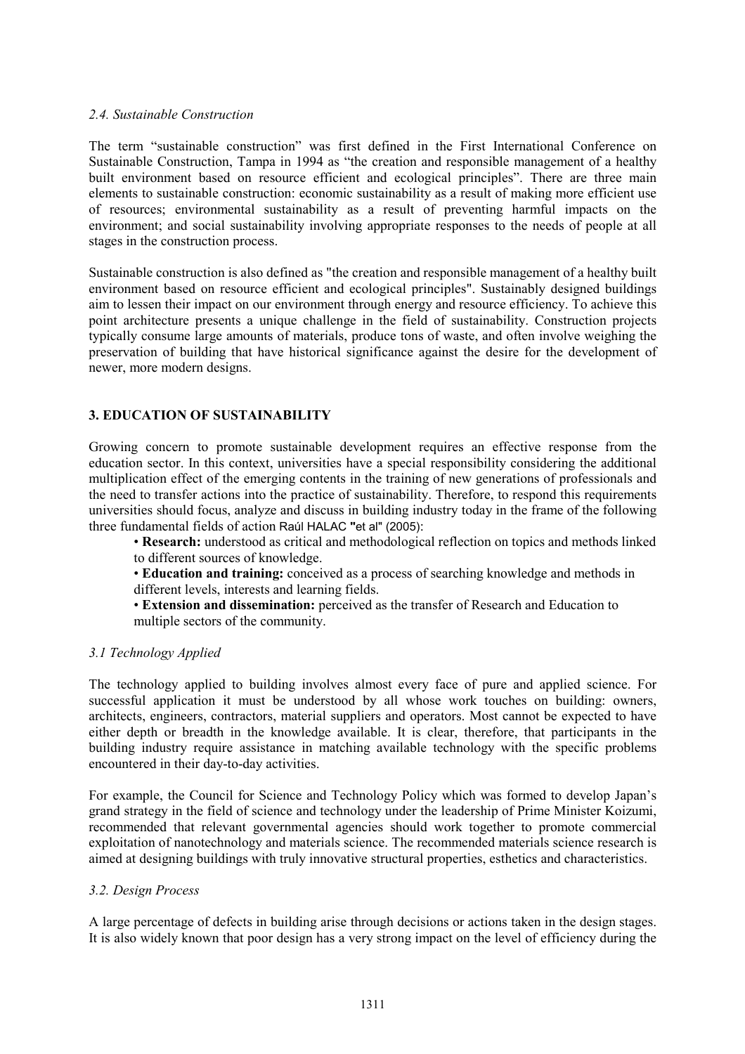### *2.4. Sustainable Construction*

The term "sustainable construction" was first defined in the First International Conference on Sustainable Construction, Tampa in 1994 as "the creation and responsible management of a healthy built environment based on resource efficient and ecological principles". There are three main elements to sustainable construction: economic sustainability as a result of making more efficient use of resources; environmental sustainability as a result of preventing harmful impacts on the environment; and social sustainability involving appropriate responses to the needs of people at all stages in the construction process.

Sustainable construction is also defined as "the creation and responsible management of a healthy built environment based on resource efficient and ecological principles". Sustainably designed buildings aim to lessen their impact on our environment through energy and resource efficiency. To achieve this point architecture presents a unique challenge in the field of sustainability. Construction projects typically consume large amounts of materials, produce tons of waste, and often involve weighing the preservation of building that have historical significance against the desire for the development of newer, more modern designs.

## 3. EDUCATION OF SUSTAINABILITY

Growing concern to promote sustainable development requires an effective response from the education sector. In this context, universities have a special responsibility considering the additional multiplication effect of the emerging contents in the training of new generations of professionals and the need to transfer actions into the practice of sustainability. Therefore, to respond this requirements universities should focus, analyze and discuss in building industry today in the frame of the following three fundamental fields of action Raúl HALAC "et al" (2005):

- **Research:** understood as critical and methodological reflection on topics and methods linked to different sources of knowledge.
- **Education and training:** conceived as a process of searching knowledge and methods in different levels, interests and learning fields.
- **Extension and dissemination:** perceived as the transfer of Research and Education to multiple sectors of the community.

### *3.1 Technology Applied*

The technology applied to building involves almost every face of pure and applied science. For successful application it must be understood by all whose work touches on building: owners, architects, engineers, contractors, material suppliers and operators. Most cannot be expected to have either depth or breadth in the knowledge available. It is clear, therefore, that participants in the building industry require assistance in matching available technology with the specific problems encountered in their day-to-day activities.

For example, the Council for Science and Technology Policy which was formed to develop Japan's grand strategy in the field of science and technology under the leadership of Prime Minister Koizumi, recommended that relevant governmental agencies should work together to promote commercial exploitation of nanotechnology and materials science. The recommended materials science research is aimed at designing buildings with truly innovative structural properties, esthetics and characteristics.

### *3.2. Design Process*

A large percentage of defects in building arise through decisions or actions taken in the design stages. It is also widely known that poor design has a very strong impact on the level of efficiency during the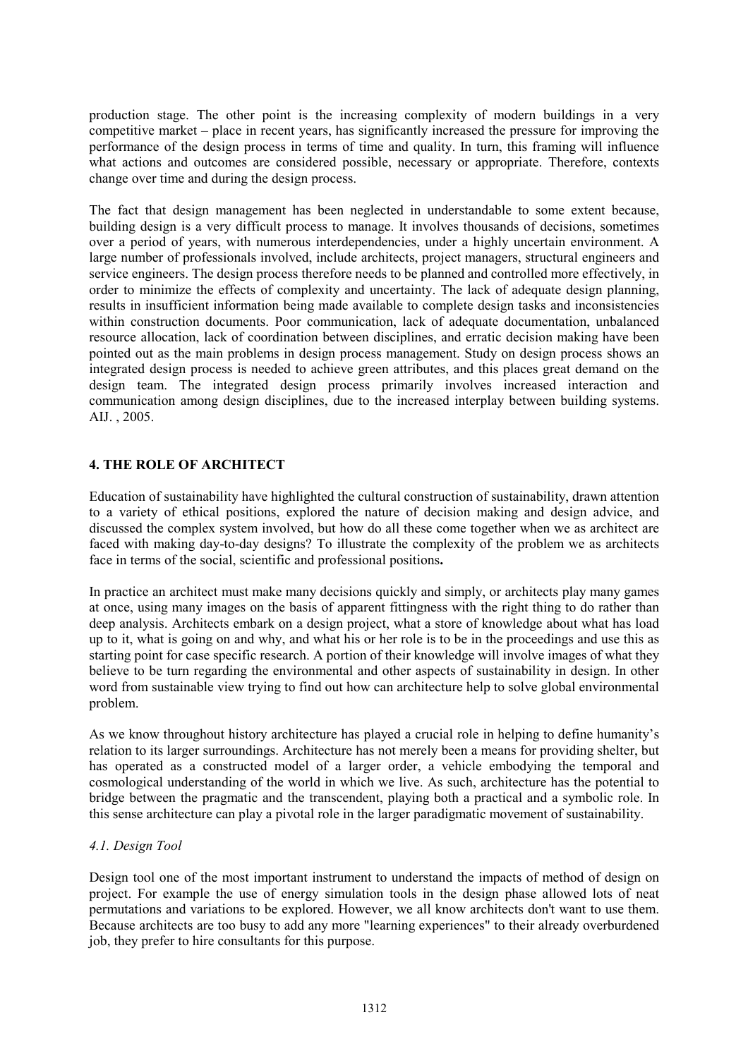production stage. The other point is the increasing complexity of modern buildings in a very competitive market – place in recent years, has significantly increased the pressure for improving the performance of the design process in terms of time and quality. In turn, this framing will influence what actions and outcomes are considered possible, necessary or appropriate. Therefore, contexts change over time and during the design process.

The fact that design management has been neglected in understandable to some extent because, building design is a very difficult process to manage. It involves thousands of decisions, sometimes over a period of years, with numerous interdependencies, under a highly uncertain environment. A large number of professionals involved, include architects, project managers, structural engineers and service engineers. The design process therefore needs to be planned and controlled more effectively, in order to minimize the effects of complexity and uncertainty. The lack of adequate design planning, results in insufficient information being made available to complete design tasks and inconsistencies within construction documents. Poor communication, lack of adequate documentation, unbalanced resource allocation, lack of coordination between disciplines, and erratic decision making have been pointed out as the main problems in design process management. Study on design process shows an integrated design process is needed to achieve green attributes, and this places great demand on the design team. The integrated design process primarily involves increased interaction and communication among design disciplines, due to the increased interplay between building systems. AIJ. , 2005.

## 4. THE ROLE OF ARCHITECT

Education of sustainability have highlighted the cultural construction of sustainability, drawn attention to a variety of ethical positions, explored the nature of decision making and design advice, and discussed the complex system involved, but how do all these come together when we as architect are faced with making day-to-day designs? To illustrate the complexity of the problem we as architects face in terms of the social, scientific and professional positions**.**

In practice an architect must make many decisions quickly and simply, or architects play many games at once, using many images on the basis of apparent fittingness with the right thing to do rather than deep analysis. Architects embark on a design project, what a store of knowledge about what has load up to it, what is going on and why, and what his or her role is to be in the proceedings and use this as starting point for case specific research. A portion of their knowledge will involve images of what they believe to be turn regarding the environmental and other aspects of sustainability in design. In other word from sustainable view trying to find out how can architecture help to solve global environmental problem.

As we know throughout history architecture has played a crucial role in helping to define humanity's relation to its larger surroundings. Architecture has not merely been a means for providing shelter, but has operated as a constructed model of a larger order, a vehicle embodying the temporal and cosmological understanding of the world in which we live. As such, architecture has the potential to bridge between the pragmatic and the transcendent, playing both a practical and a symbolic role. In this sense architecture can play a pivotal role in the larger paradigmatic movement of sustainability.

### *4.1. Design Tool*

Design tool one of the most important instrument to understand the impacts of method of design on project. For example the use of energy simulation tools in the design phase allowed lots of neat permutations and variations to be explored. However, we all know architects don't want to use them. Because architects are too busy to add any more "learning experiences" to their already overburdened job, they prefer to hire consultants for this purpose.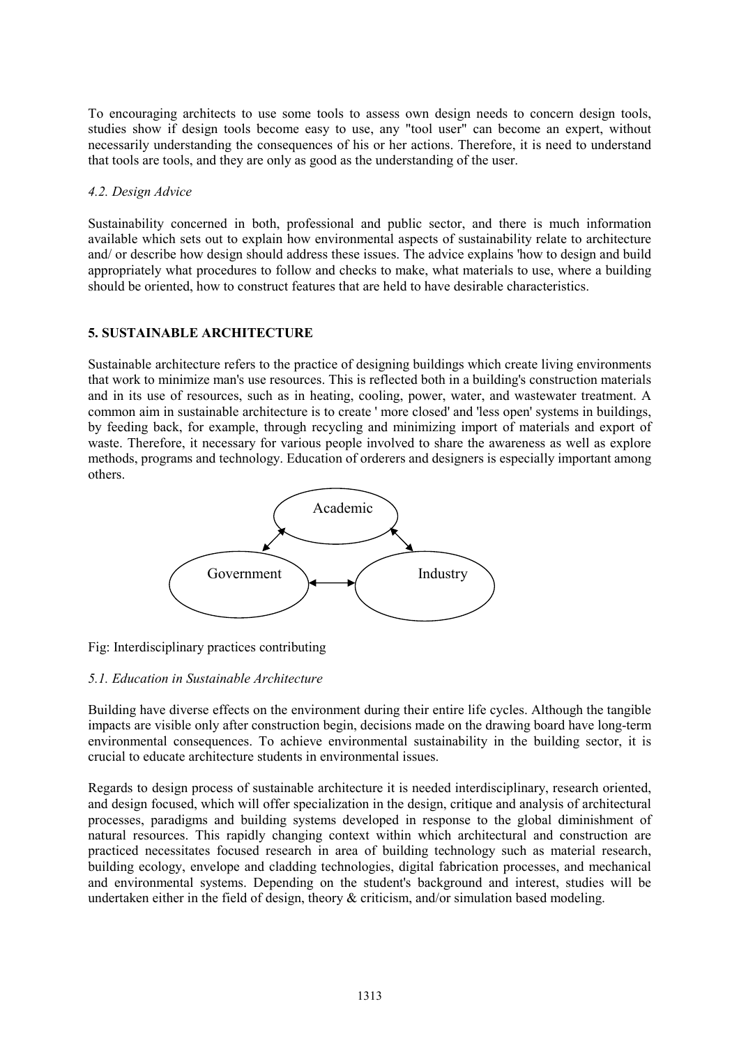To encouraging architects to use some tools to assess own design needs to concern design tools, studies show if design tools become easy to use, any "tool user" can become an expert, without necessarily understanding the consequences of his or her actions. Therefore, it is need to understand that tools are tools, and they are only as good as the understanding of the user.

### *4.2. Design Advice*

Sustainability concerned in both, professional and public sector, and there is much information available which sets out to explain how environmental aspects of sustainability relate to architecture and/ or describe how design should address these issues. The advice explains 'how to design and build appropriately what procedures to follow and checks to make, what materials to use, where a building should be oriented, how to construct features that are held to have desirable characteristics.

## 5. SUSTAINABLE ARCHITECTURE

Sustainable architecture refers to the practice of designing buildings which create living environments that work to minimize man's use resources. This is reflected both in a building's construction materials and in its use of resources, such as in heating, cooling, power, water, and wastewater treatment. A common aim in sustainable architecture is to create ' more closed' and 'less open' systems in buildings, by feeding back, for example, through recycling and minimizing import of materials and export of waste. Therefore, it necessary for various people involved to share the awareness as well as explore methods, programs and technology. Education of orderers and designers is especially important among others.

Academic

Government

Industry

Fig: Interdisciplinary practices contributing

### *5.1. Education in Sustainable Architecture*

Building have diverse effects on the environment during their entire life cycles. Although the tangible impacts are visible only after construction begin, decisions made on the drawing board have long-term environmental consequences. To achieve environmental sustainability in the building sector, it is crucial to educate architecture students in environmental issues.

Regards to design process of sustainable architecture it is needed interdisciplinary, research oriented, and design focused, which will offer specialization in the design, critique and analysis of architectural processes, paradigms and building systems developed in response to the global diminishment of natural resources. This rapidly changing context within which architectural and construction are practiced necessitates focused research in area of building technology such as material research, building ecology, envelope and cladding technologies, digital fabrication processes, and mechanical and environmental systems. Depending on the student's background and interest, studies will be undertaken either in the field of design, theory & criticism, and/or simulation based modeling.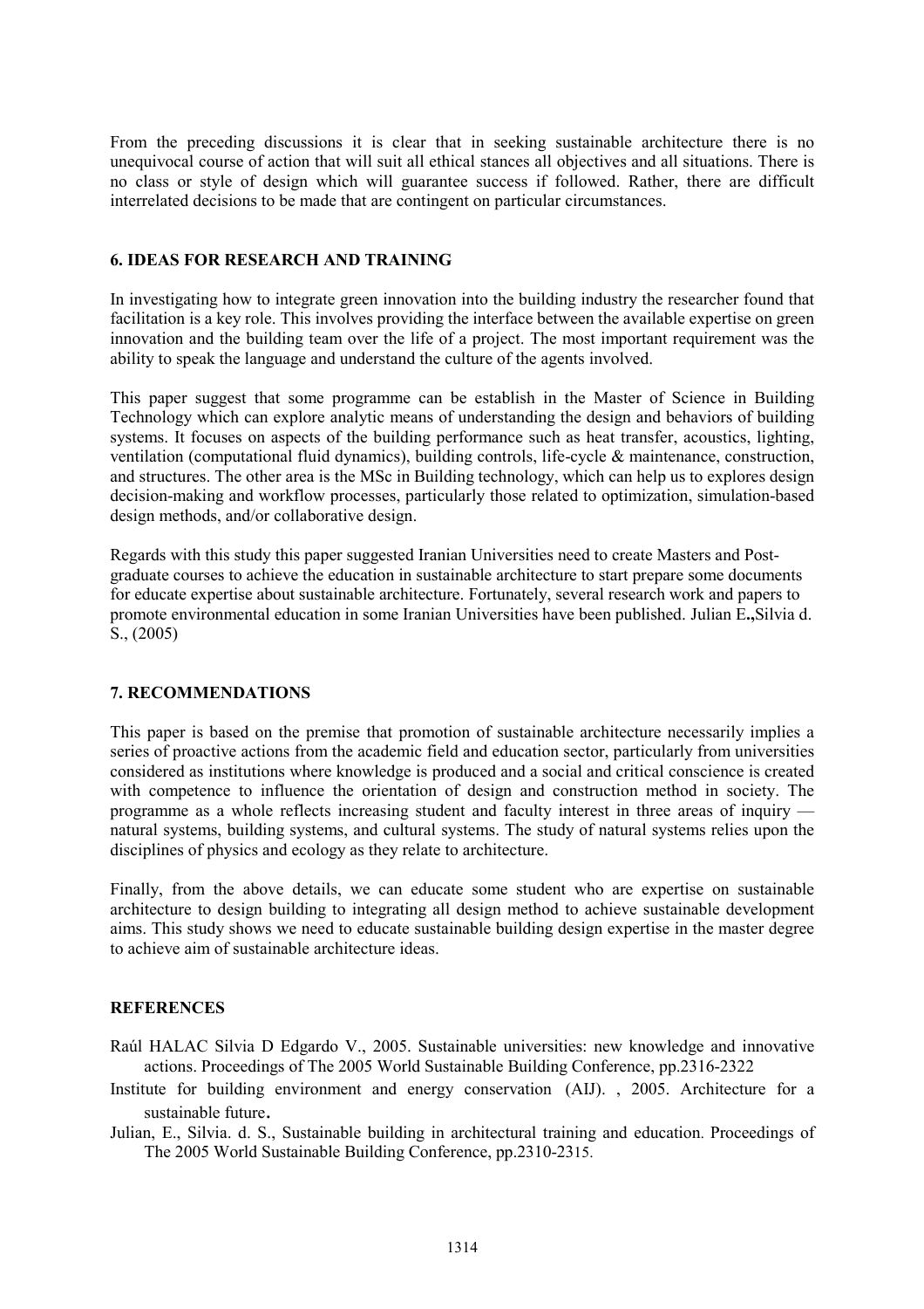From the preceding discussions it is clear that in seeking sustainable architecture there is no unequivocal course of action that will suit all ethical stances all objectives and all situations. There is no class or style of design which will guarantee success if followed. Rather, there are difficult interrelated decisions to be made that are contingent on particular circumstances.

## 6. IDEAS FOR RESEARCH AND TRAINING

In investigating how to integrate green innovation into the building industry the researcher found that facilitation is a key role. This involves providing the interface between the available expertise on green innovation and the building team over the life of a project. The most important requirement was the ability to speak the language and understand the culture of the agents involved.

This paper suggest that some programme can be establish in the Master of Science in Building Technology which can explore analytic means of understanding the design and behaviors of building systems. It focuses on aspects of the building performance such as heat transfer, acoustics, lighting, ventilation (computational fluid dynamics), building controls, life-cycle & maintenance, construction, and structures. The other area is the MSc in Building technology, which can help us to explores design decision-making and workflow processes, particularly those related to optimization, simulation-based design methods, and/or collaborative design.

Regards with this study this paper suggested Iranian Universities need to create Masters and Post-graduate courses to achieve the education in sustainable architecture to start prepare some documents for educate expertise about sustainable architecture. Fortunately, several research work and papers to promote environmental education in some Iranian Universities have been published. Julian E**.,**Silvia d. S., (2005)

## 7. RECOMMENDATIONS

This paper is based on the premise that promotion of sustainable architecture necessarily implies a series of proactive actions from the academic field and education sector, particularly from universities considered as institutions where knowledge is produced and a social and critical conscience is created with competence to influence the orientation of design and construction method in society. The programme as a whole reflects increasing student and faculty interest in three areas of inquiry — natural systems, building systems, and cultural systems. The study of natural systems relies upon the disciplines of physics and ecology as they relate to architecture.

Finally, from the above details, we can educate some student who are expertise on sustainable architecture to design building to integrating all design method to achieve sustainable development aims. This study shows we need to educate sustainable building design expertise in the master degree to achieve aim of sustainable architecture ideas.

## REFERENCES

Raúl HALAC Silvia D Edgardo V., 2005. Sustainable universities: new knowledge and innovative actions. Proceedings of The 2005 World Sustainable Building Conference, pp.2316-2322

Institute for building environment and energy conservation (AIJ). , 2005. Architecture for a sustainable future**.**

Julian, E., Silvia. d. S., Sustainable building in architectural training and education. Proceedings of The 2005 World Sustainable Building Conference, pp.2310-2315.